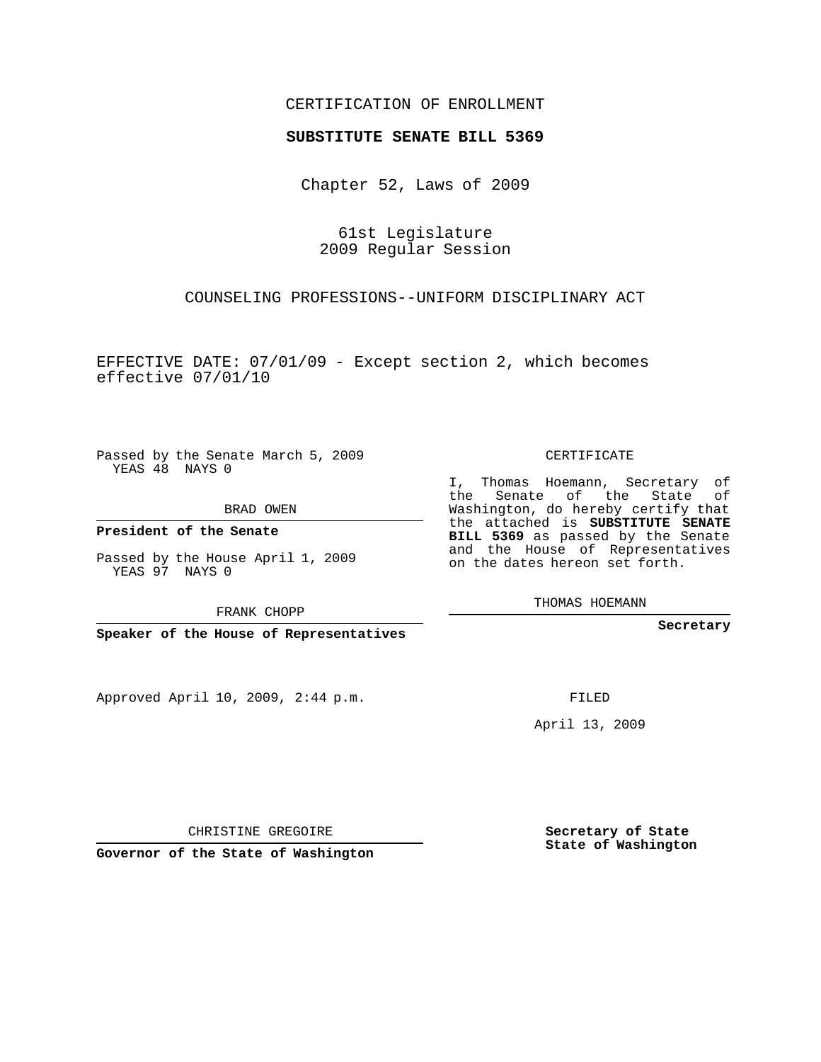CERTIFICATION OF ENROLLMENT

**SUBSTITUTE SENATE BILL 5369**

Chapter 52, Laws of 2009

61st Legislature
2009 Regular Session

COUNSELING PROFESSIONS--UNIFORM DISCIPLINARY ACT

EFFECTIVE DATE: 07/01/09 - Except section 2, which becomes effective 07/01/10

Passed by the Senate March 5, 2009
YEAS 48 NAYS 0

BRAD OWEN

**President of the Senate**

Passed by the House April 1, 2009
YEAS 97 NAYS 0

FRANK CHOPP

**Speaker of the House of Representatives**

CERTIFICATE

I, Thomas Hoemann, Secretary of the Senate of the State of Washington, do hereby certify that the attached is **SUBSTITUTE SENATE BILL 5369** as passed by the Senate and the House of Representatives on the dates hereon set forth.

THOMAS HOEMANN

**Secretary**

Approved April 10, 2009, 2:44 p.m.

FILED

April 13, 2009

CHRISTINE GREGOIRE

**Governor of the State of Washington**

**Secretary of State**
**State of Washington**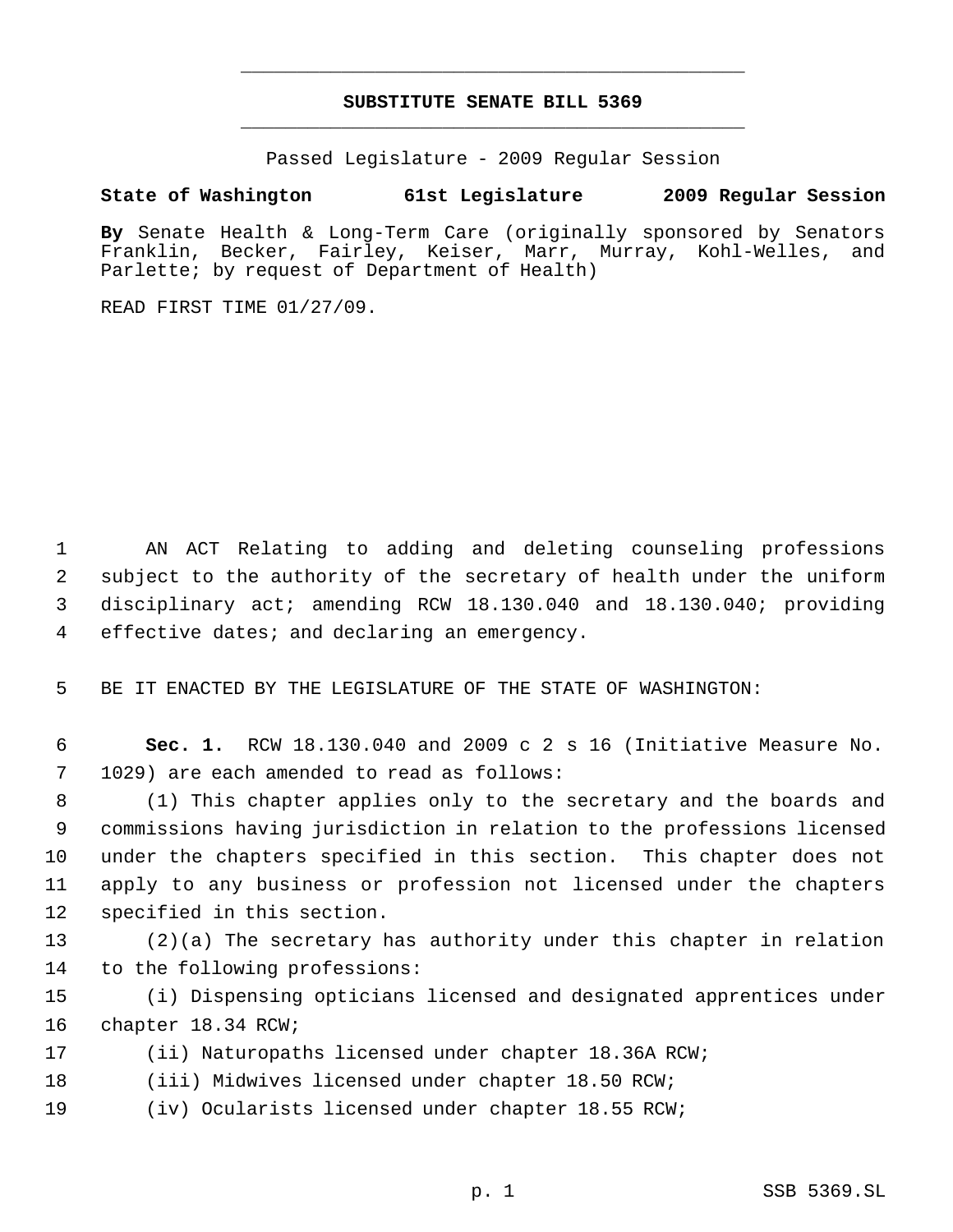# SUBSTITUTE SENATE BILL 5369

Passed Legislature - 2009 Regular Session

**State of Washington 61st Legislature 2009 Regular Session**

**By** Senate Health & Long-Term Care (originally sponsored by Senators Franklin, Becker, Fairley, Keiser, Marr, Murray, Kohl-Welles, and Parlette; by request of Department of Health)

READ FIRST TIME 01/27/09.

AN ACT Relating to adding and deleting counseling professions subject to the authority of the secretary of health under the uniform disciplinary act; amending RCW 18.130.040 and 18.130.040; providing effective dates; and declaring an emergency.

BE IT ENACTED BY THE LEGISLATURE OF THE STATE OF WASHINGTON:

**Sec. 1.** RCW 18.130.040 and 2009 c 2 s 16 (Initiative Measure No. 1029) are each amended to read as follows:

(1) This chapter applies only to the secretary and the boards and commissions having jurisdiction in relation to the professions licensed under the chapters specified in this section. This chapter does not apply to any business or profession not licensed under the chapters specified in this section.

(2)(a) The secretary has authority under this chapter in relation to the following professions:

(i) Dispensing opticians licensed and designated apprentices under chapter 18.34 RCW;

(ii) Naturopaths licensed under chapter 18.36A RCW;

(iii) Midwives licensed under chapter 18.50 RCW;

(iv) Ocularists licensed under chapter 18.55 RCW;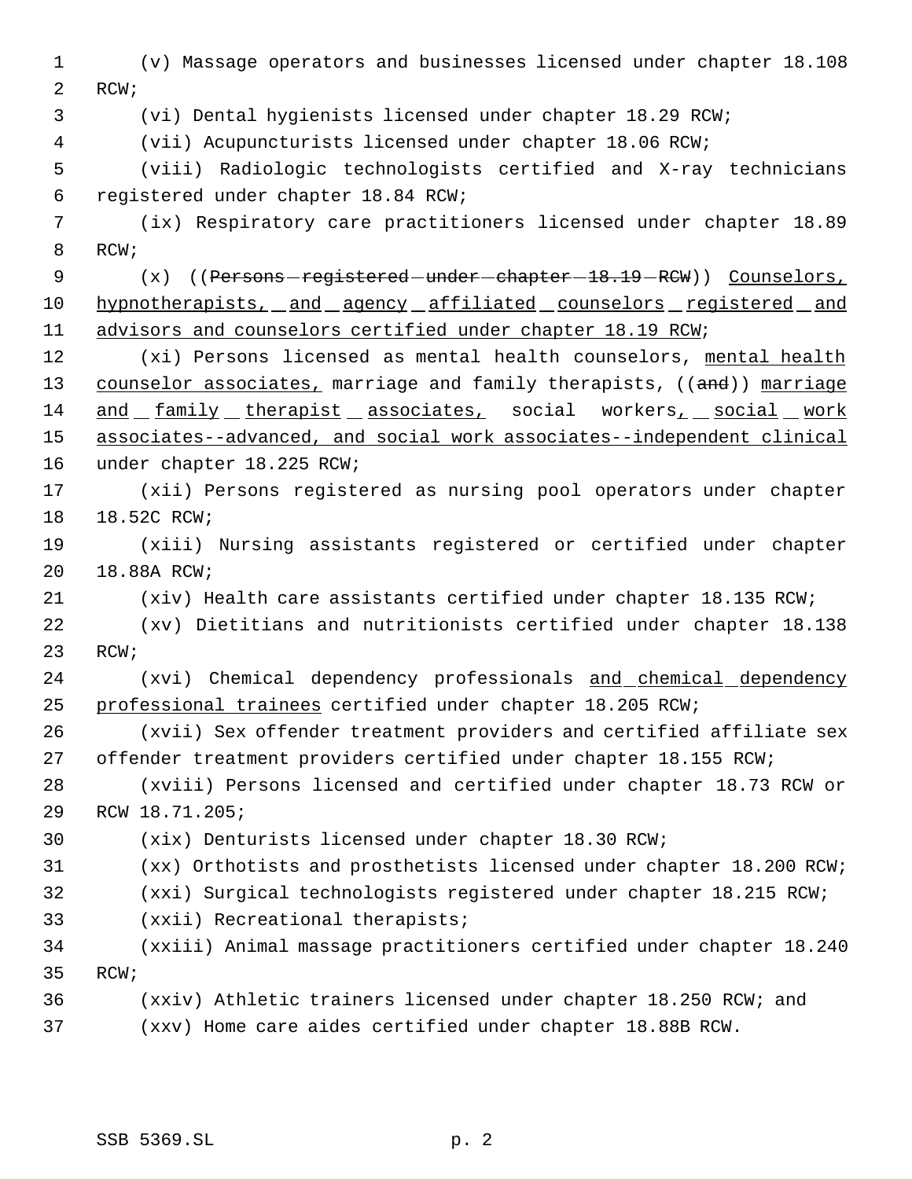(v) Massage operators and businesses licensed under chapter 18.108 RCW;

(vi) Dental hygienists licensed under chapter 18.29 RCW;

(vii) Acupuncturists licensed under chapter 18.06 RCW;

(viii) Radiologic technologists certified and X-ray technicians registered under chapter 18.84 RCW;

(ix) Respiratory care practitioners licensed under chapter 18.89 RCW;

(x) ((~~Persons registered under chapter 18.19 RCW~~)) Counselors, hypnotherapists, and agency affiliated counselors registered and advisors and counselors certified under chapter 18.19 RCW;

(xi) Persons licensed as mental health counselors, mental health counselor associates, marriage and family therapists, ((~~and~~)) marriage and family therapist associates, social workers, social work associates--advanced, and social work associates--independent clinical under chapter 18.225 RCW;

(xii) Persons registered as nursing pool operators under chapter 18.52C RCW;

(xiii) Nursing assistants registered or certified under chapter 18.88A RCW;

(xiv) Health care assistants certified under chapter 18.135 RCW;

(xv) Dietitians and nutritionists certified under chapter 18.138 RCW;

(xvi) Chemical dependency professionals and chemical dependency professional trainees certified under chapter 18.205 RCW;

(xvii) Sex offender treatment providers and certified affiliate sex offender treatment providers certified under chapter 18.155 RCW;

(xviii) Persons licensed and certified under chapter 18.73 RCW or RCW 18.71.205;

(xix) Denturists licensed under chapter 18.30 RCW;

(xx) Orthotists and prosthetists licensed under chapter 18.200 RCW;

(xxi) Surgical technologists registered under chapter 18.215 RCW;

(xxii) Recreational therapists;

(xxiii) Animal massage practitioners certified under chapter 18.240 RCW;

(xxiv) Athletic trainers licensed under chapter 18.250 RCW; and

(xxv) Home care aides certified under chapter 18.88B RCW.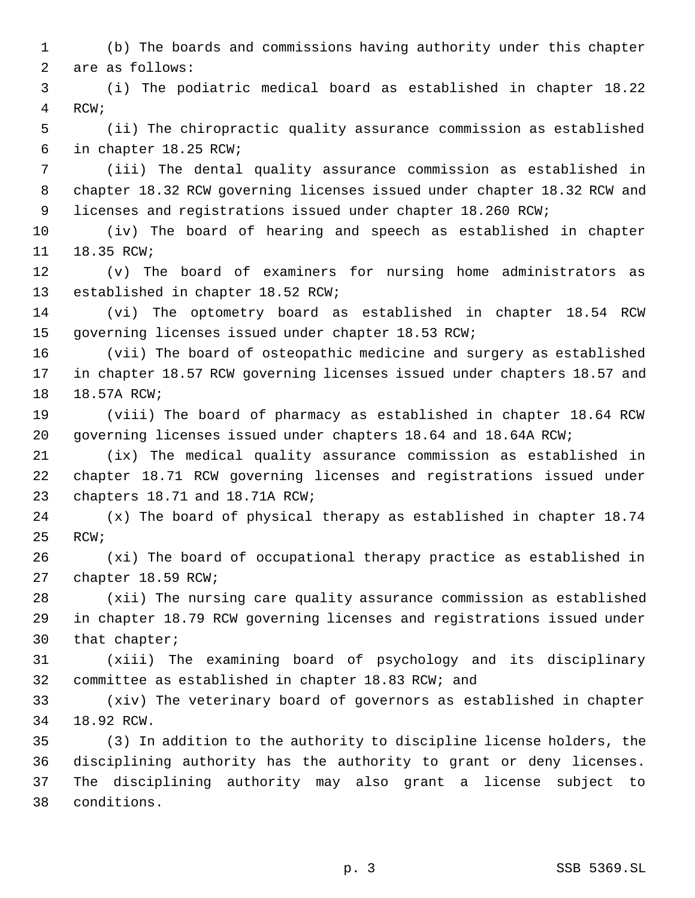(b) The boards and commissions having authority under this chapter are as follows:

(i) The podiatric medical board as established in chapter 18.22 RCW;

(ii) The chiropractic quality assurance commission as established in chapter 18.25 RCW;

(iii) The dental quality assurance commission as established in chapter 18.32 RCW governing licenses issued under chapter 18.32 RCW and licenses and registrations issued under chapter 18.260 RCW;

(iv) The board of hearing and speech as established in chapter 18.35 RCW;

(v) The board of examiners for nursing home administrators as established in chapter 18.52 RCW;

(vi) The optometry board as established in chapter 18.54 RCW governing licenses issued under chapter 18.53 RCW;

(vii) The board of osteopathic medicine and surgery as established in chapter 18.57 RCW governing licenses issued under chapters 18.57 and 18.57A RCW;

(viii) The board of pharmacy as established in chapter 18.64 RCW governing licenses issued under chapters 18.64 and 18.64A RCW;

(ix) The medical quality assurance commission as established in chapter 18.71 RCW governing licenses and registrations issued under chapters 18.71 and 18.71A RCW;

(x) The board of physical therapy as established in chapter 18.74 RCW;

(xi) The board of occupational therapy practice as established in chapter 18.59 RCW;

(xii) The nursing care quality assurance commission as established in chapter 18.79 RCW governing licenses and registrations issued under that chapter;

(xiii) The examining board of psychology and its disciplinary committee as established in chapter 18.83 RCW; and

(xiv) The veterinary board of governors as established in chapter 18.92 RCW.

(3) In addition to the authority to discipline license holders, the disciplining authority has the authority to grant or deny licenses. The disciplining authority may also grant a license subject to conditions.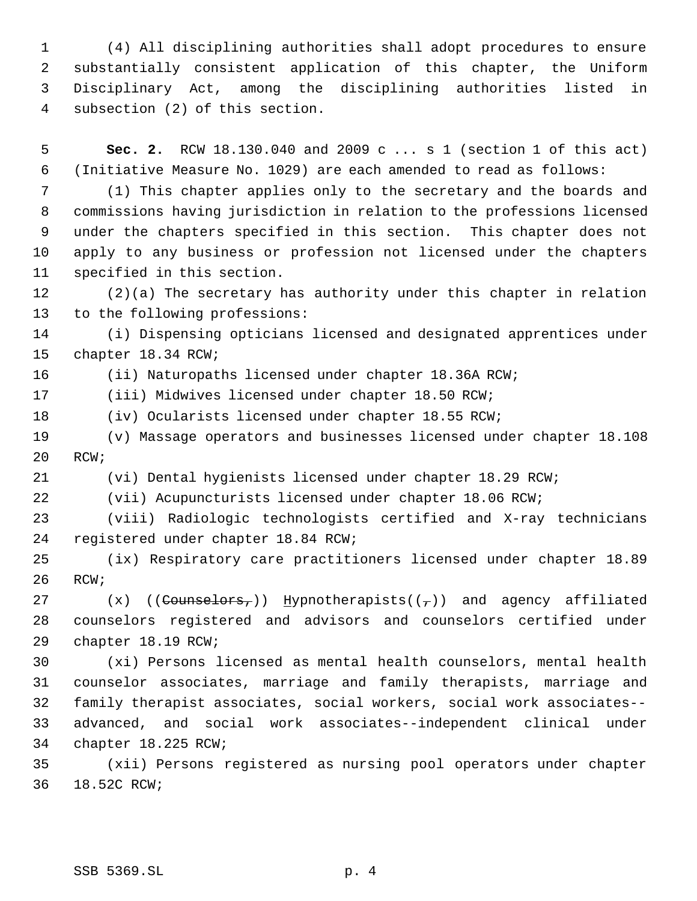(4) All disciplining authorities shall adopt procedures to ensure substantially consistent application of this chapter, the Uniform Disciplinary Act, among the disciplining authorities listed in subsection (2) of this section.

**Sec. 2.** RCW 18.130.040 and 2009 c ... s 1 (section 1 of this act) (Initiative Measure No. 1029) are each amended to read as follows:

(1) This chapter applies only to the secretary and the boards and commissions having jurisdiction in relation to the professions licensed under the chapters specified in this section. This chapter does not apply to any business or profession not licensed under the chapters specified in this section.

(2)(a) The secretary has authority under this chapter in relation to the following professions:

(i) Dispensing opticians licensed and designated apprentices under chapter 18.34 RCW;

(ii) Naturopaths licensed under chapter 18.36A RCW;

(iii) Midwives licensed under chapter 18.50 RCW;

(iv) Ocularists licensed under chapter 18.55 RCW;

(v) Massage operators and businesses licensed under chapter 18.108 RCW;

(vi) Dental hygienists licensed under chapter 18.29 RCW;

(vii) Acupuncturists licensed under chapter 18.06 RCW;

(viii) Radiologic technologists certified and X-ray technicians registered under chapter 18.84 RCW;

(ix) Respiratory care practitioners licensed under chapter 18.89 RCW;

(x) ((~~Counselors,~~)) <u>H</u>ypnotherapists((~~,~~)) and agency affiliated counselors registered and advisors and counselors certified under chapter 18.19 RCW;

(xi) Persons licensed as mental health counselors, mental health counselor associates, marriage and family therapists, marriage and family therapist associates, social workers, social work associates--advanced, and social work associates--independent clinical under chapter 18.225 RCW;

(xii) Persons registered as nursing pool operators under chapter 18.52C RCW;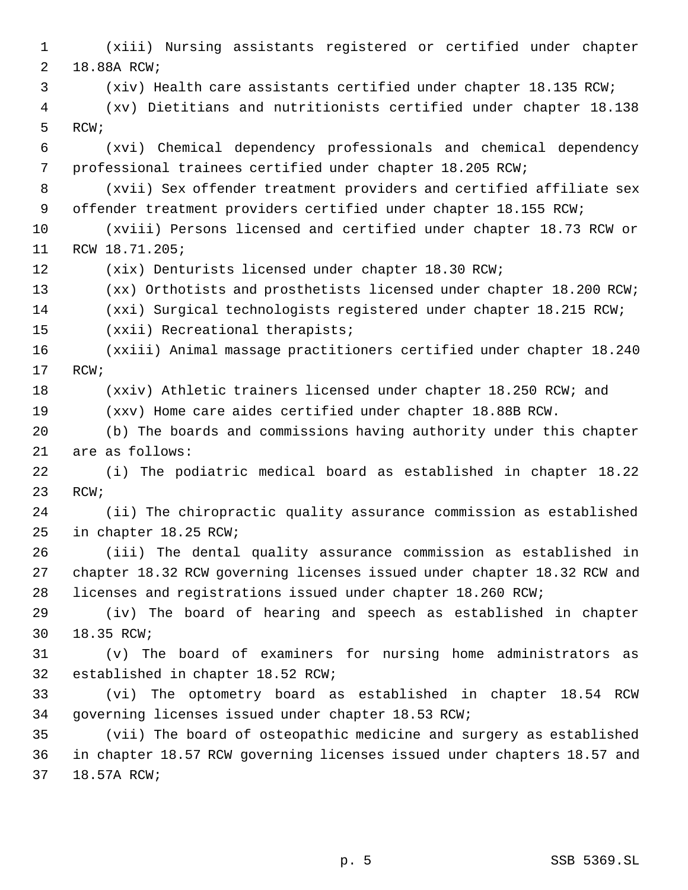(xiii) Nursing assistants registered or certified under chapter 18.88A RCW;

(xiv) Health care assistants certified under chapter 18.135 RCW;

(xv) Dietitians and nutritionists certified under chapter 18.138 RCW;

(xvi) Chemical dependency professionals and chemical dependency professional trainees certified under chapter 18.205 RCW;

(xvii) Sex offender treatment providers and certified affiliate sex offender treatment providers certified under chapter 18.155 RCW;

(xviii) Persons licensed and certified under chapter 18.73 RCW or RCW 18.71.205;

(xix) Denturists licensed under chapter 18.30 RCW;

(xx) Orthotists and prosthetists licensed under chapter 18.200 RCW;

(xxi) Surgical technologists registered under chapter 18.215 RCW;

(xxii) Recreational therapists;

(xxiii) Animal massage practitioners certified under chapter 18.240 RCW;

(xxiv) Athletic trainers licensed under chapter 18.250 RCW; and

(xxv) Home care aides certified under chapter 18.88B RCW.

(b) The boards and commissions having authority under this chapter are as follows:

(i) The podiatric medical board as established in chapter 18.22 RCW;

(ii) The chiropractic quality assurance commission as established in chapter 18.25 RCW;

(iii) The dental quality assurance commission as established in chapter 18.32 RCW governing licenses issued under chapter 18.32 RCW and licenses and registrations issued under chapter 18.260 RCW;

(iv) The board of hearing and speech as established in chapter 18.35 RCW;

(v) The board of examiners for nursing home administrators as established in chapter 18.52 RCW;

(vi) The optometry board as established in chapter 18.54 RCW governing licenses issued under chapter 18.53 RCW;

(vii) The board of osteopathic medicine and surgery as established in chapter 18.57 RCW governing licenses issued under chapters 18.57 and 18.57A RCW;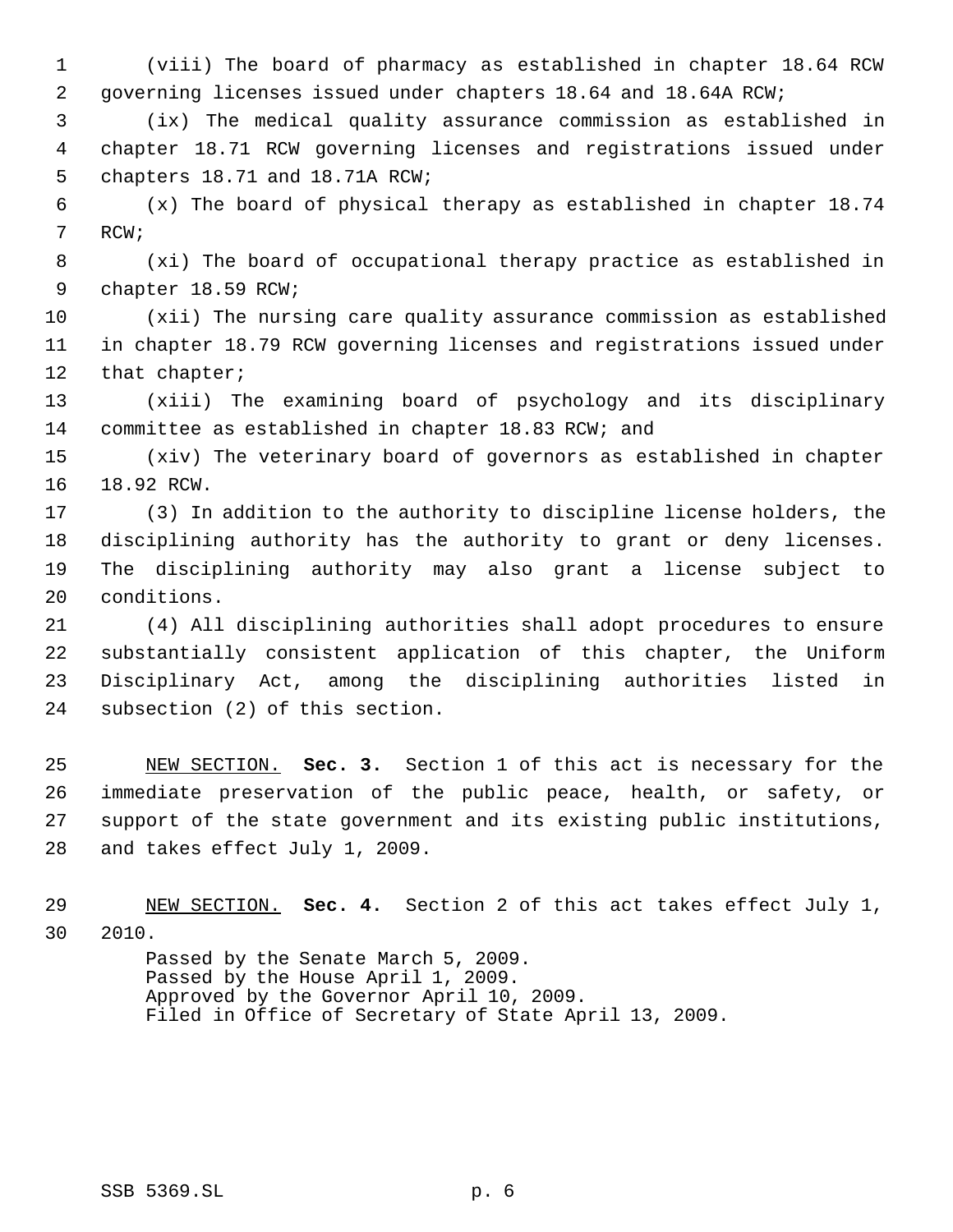(viii) The board of pharmacy as established in chapter 18.64 RCW governing licenses issued under chapters 18.64 and 18.64A RCW;

(ix) The medical quality assurance commission as established in chapter 18.71 RCW governing licenses and registrations issued under chapters 18.71 and 18.71A RCW;

(x) The board of physical therapy as established in chapter 18.74 RCW;

(xi) The board of occupational therapy practice as established in chapter 18.59 RCW;

(xii) The nursing care quality assurance commission as established in chapter 18.79 RCW governing licenses and registrations issued under that chapter;

(xiii) The examining board of psychology and its disciplinary committee as established in chapter 18.83 RCW; and

(xiv) The veterinary board of governors as established in chapter 18.92 RCW.

(3) In addition to the authority to discipline license holders, the disciplining authority has the authority to grant or deny licenses. The disciplining authority may also grant a license subject to conditions.

(4) All disciplining authorities shall adopt procedures to ensure substantially consistent application of this chapter, the Uniform Disciplinary Act, among the disciplining authorities listed in subsection (2) of this section.

NEW SECTION. **Sec. 3.** Section 1 of this act is necessary for the immediate preservation of the public peace, health, or safety, or support of the state government and its existing public institutions, and takes effect July 1, 2009.

NEW SECTION. **Sec. 4.** Section 2 of this act takes effect July 1, 2010.

Passed by the Senate March 5, 2009.
Passed by the House April 1, 2009.
Approved by the Governor April 10, 2009.
Filed in Office of Secretary of State April 13, 2009.